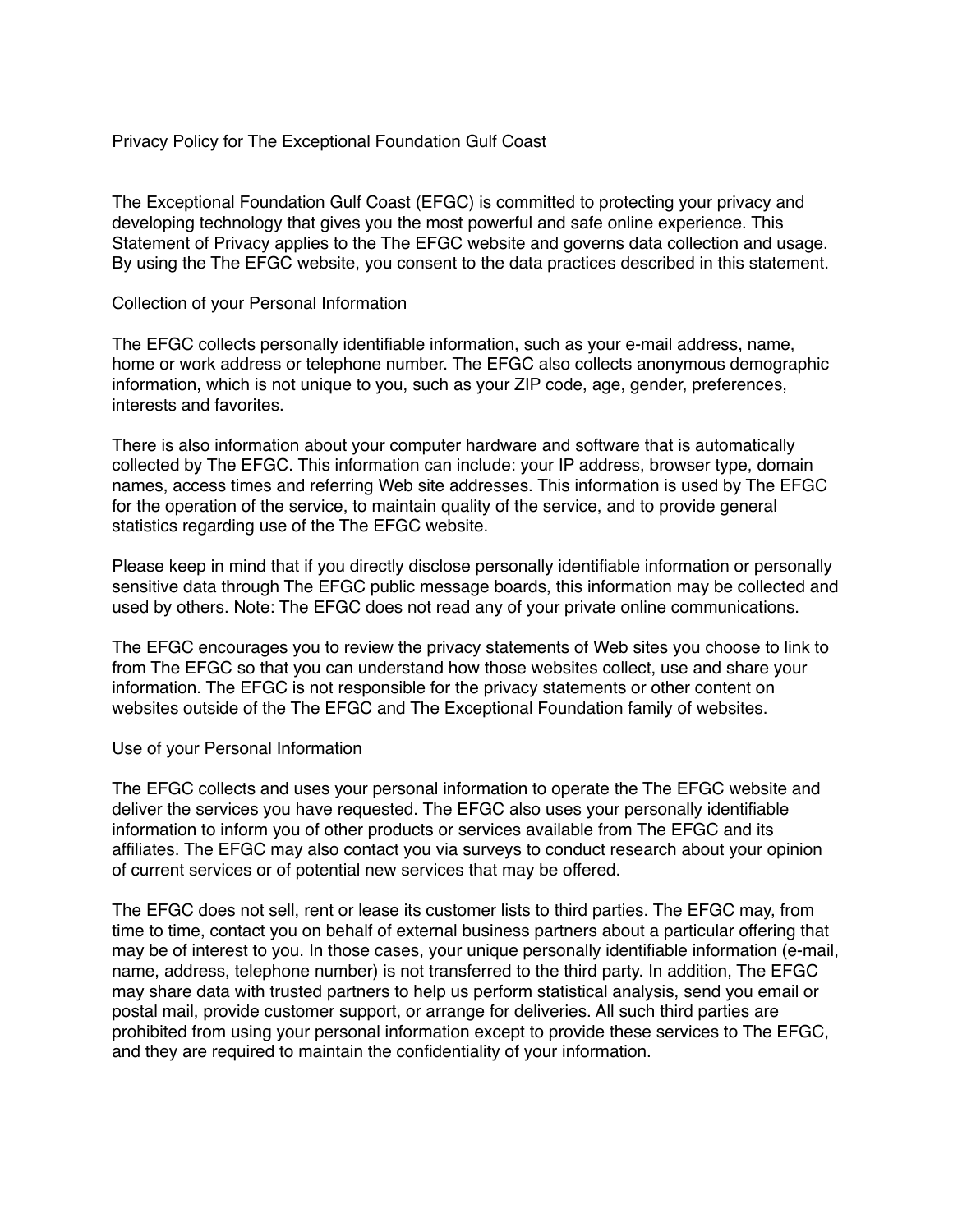# Privacy Policy for The Exceptional Foundation Gulf Coast

The Exceptional Foundation Gulf Coast (EFGC) is committed to protecting your privacy and developing technology that gives you the most powerful and safe online experience. This Statement of Privacy applies to the The EFGC website and governs data collection and usage. By using the The EFGC website, you consent to the data practices described in this statement.

## Collection of your Personal Information

The EFGC collects personally identifiable information, such as your e-mail address, name, home or work address or telephone number. The EFGC also collects anonymous demographic information, which is not unique to you, such as your ZIP code, age, gender, preferences, interests and favorites.

There is also information about your computer hardware and software that is automatically collected by The EFGC. This information can include: your IP address, browser type, domain names, access times and referring Web site addresses. This information is used by The EFGC for the operation of the service, to maintain quality of the service, and to provide general statistics regarding use of the The EFGC website.

Please keep in mind that if you directly disclose personally identifiable information or personally sensitive data through The EFGC public message boards, this information may be collected and used by others. Note: The EFGC does not read any of your private online communications.

The EFGC encourages you to review the privacy statements of Web sites you choose to link to from The EFGC so that you can understand how those websites collect, use and share your information. The EFGC is not responsible for the privacy statements or other content on websites outside of the The EFGC and The Exceptional Foundation family of websites.

## Use of your Personal Information

The EFGC collects and uses your personal information to operate the The EFGC website and deliver the services you have requested. The EFGC also uses your personally identifiable information to inform you of other products or services available from The EFGC and its affiliates. The EFGC may also contact you via surveys to conduct research about your opinion of current services or of potential new services that may be offered.

The EFGC does not sell, rent or lease its customer lists to third parties. The EFGC may, from time to time, contact you on behalf of external business partners about a particular offering that may be of interest to you. In those cases, your unique personally identifiable information (e-mail, name, address, telephone number) is not transferred to the third party. In addition, The EFGC may share data with trusted partners to help us perform statistical analysis, send you email or postal mail, provide customer support, or arrange for deliveries. All such third parties are prohibited from using your personal information except to provide these services to The EFGC, and they are required to maintain the confidentiality of your information.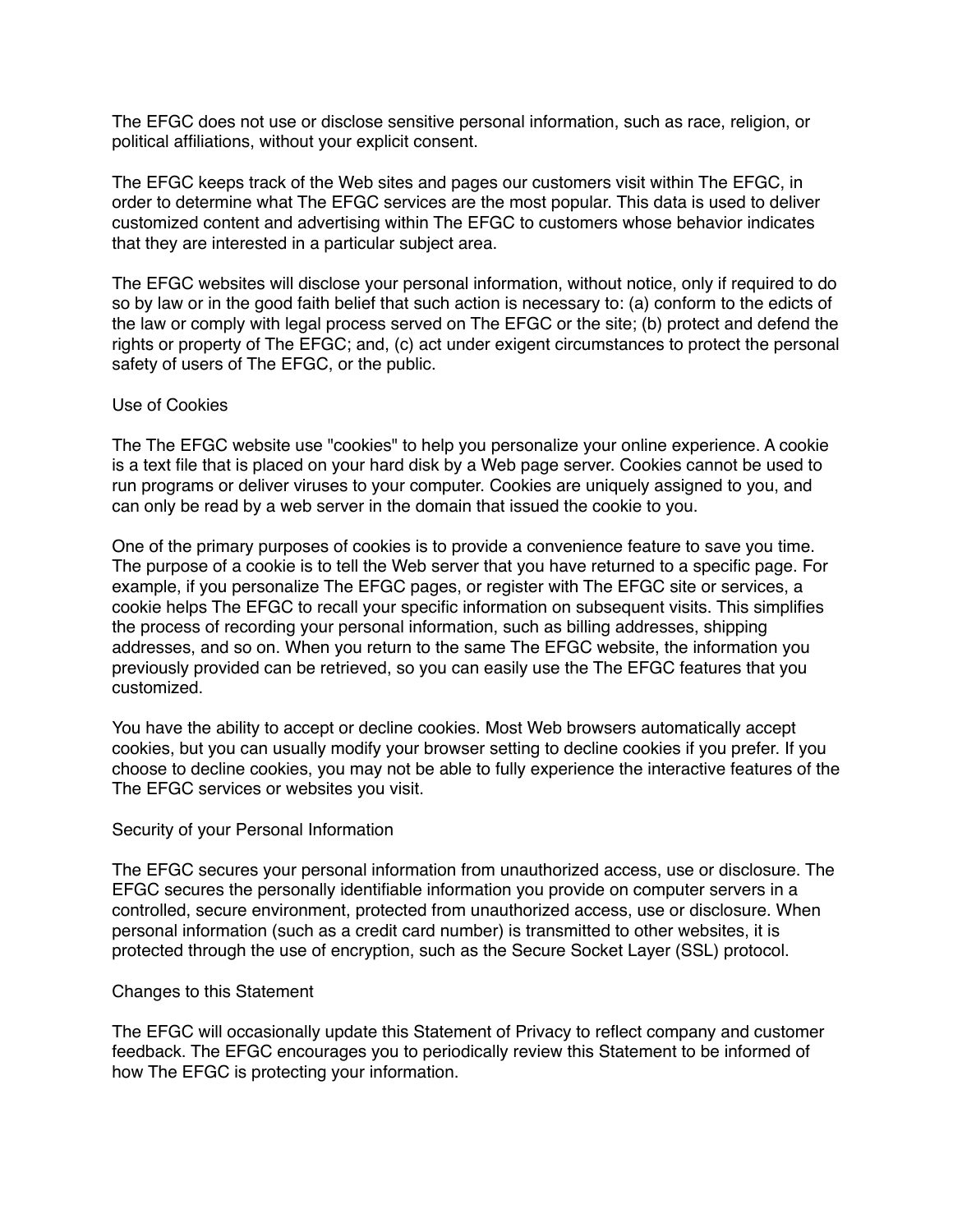The EFGC does not use or disclose sensitive personal information, such as race, religion, or political affiliations, without your explicit consent.

The EFGC keeps track of the Web sites and pages our customers visit within The EFGC, in order to determine what The EFGC services are the most popular. This data is used to deliver customized content and advertising within The EFGC to customers whose behavior indicates that they are interested in a particular subject area.

The EFGC websites will disclose your personal information, without notice, only if required to do so by law or in the good faith belief that such action is necessary to: (a) conform to the edicts of the law or comply with legal process served on The EFGC or the site; (b) protect and defend the rights or property of The EFGC; and, (c) act under exigent circumstances to protect the personal safety of users of The EFGC, or the public.

## Use of Cookies

The The EFGC website use "cookies" to help you personalize your online experience. A cookie is a text file that is placed on your hard disk by a Web page server. Cookies cannot be used to run programs or deliver viruses to your computer. Cookies are uniquely assigned to you, and can only be read by a web server in the domain that issued the cookie to you.

One of the primary purposes of cookies is to provide a convenience feature to save you time. The purpose of a cookie is to tell the Web server that you have returned to a specific page. For example, if you personalize The EFGC pages, or register with The EFGC site or services, a cookie helps The EFGC to recall your specific information on subsequent visits. This simplifies the process of recording your personal information, such as billing addresses, shipping addresses, and so on. When you return to the same The EFGC website, the information you previously provided can be retrieved, so you can easily use the The EFGC features that you customized.

You have the ability to accept or decline cookies. Most Web browsers automatically accept cookies, but you can usually modify your browser setting to decline cookies if you prefer. If you choose to decline cookies, you may not be able to fully experience the interactive features of the The EFGC services or websites you visit.

## Security of your Personal Information

The EFGC secures your personal information from unauthorized access, use or disclosure. The EFGC secures the personally identifiable information you provide on computer servers in a controlled, secure environment, protected from unauthorized access, use or disclosure. When personal information (such as a credit card number) is transmitted to other websites, it is protected through the use of encryption, such as the Secure Socket Layer (SSL) protocol.

## Changes to this Statement

The EFGC will occasionally update this Statement of Privacy to reflect company and customer feedback. The EFGC encourages you to periodically review this Statement to be informed of how The EFGC is protecting your information.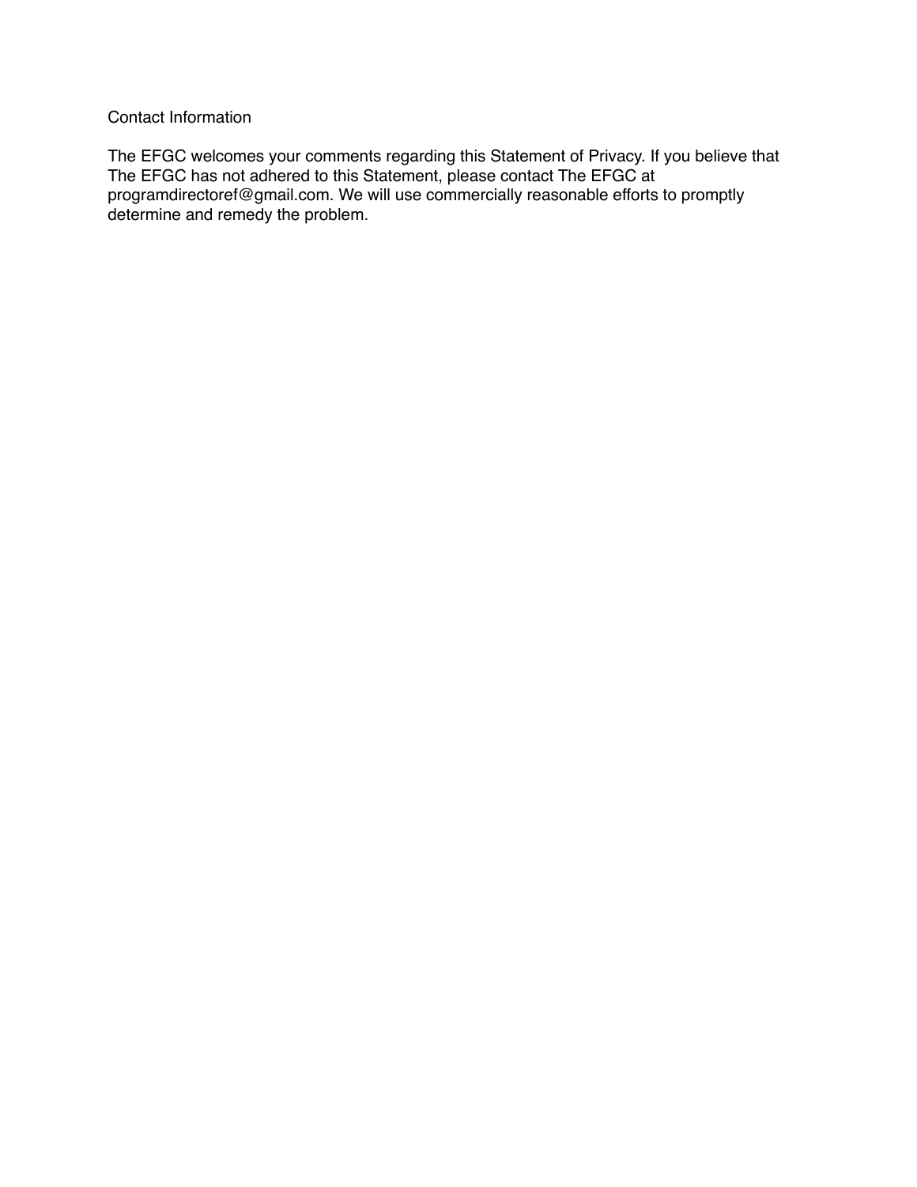## Contact Information

The EFGC welcomes your comments regarding this Statement of Privacy. If you believe that The EFGC has not adhered to this Statement, please contact The EFGC at programdirectoref@gmail.com. We will use commercially reasonable efforts to promptly determine and remedy the problem.